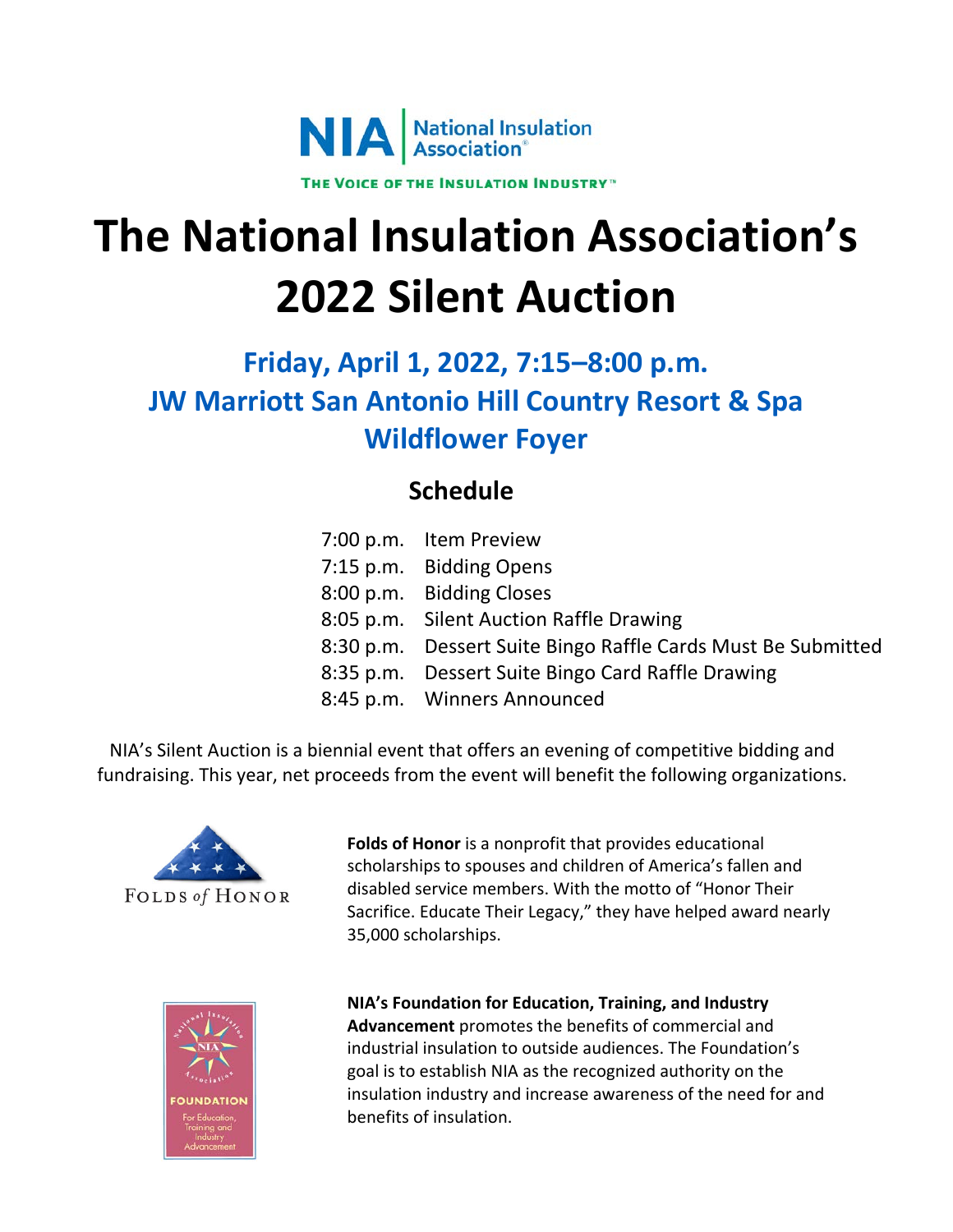NIA | National Insulation Association®

THE VOICE OF THE INSULATION INDUSTRY™

# The National Insulation Association's 2022 Silent Auction

## Friday, April 1, 2022, 7:15–8:00 p.m.
## JW Marriott San Antonio Hill Country Resort & Spa
## Wildflower Foyer

### Schedule

| | |
|---|---|
| 7:00 p.m. | Item Preview |
| 7:15 p.m. | Bidding Opens |
| 8:00 p.m. | Bidding Closes |
| 8:05 p.m. | Silent Auction Raffle Drawing |
| 8:30 p.m. | Dessert Suite Bingo Raffle Cards Must Be Submitted |
| 8:35 p.m. | Dessert Suite Bingo Card Raffle Drawing |
| 8:45 p.m. | Winners Announced |

NIA's Silent Auction is a biennial event that offers an evening of competitive bidding and fundraising. This year, net proceeds from the event will benefit the following organizations.

FOLDS of HONOR

**Folds of Honor** is a nonprofit that provides educational scholarships to spouses and children of America's fallen and disabled service members. With the motto of "Honor Their Sacrifice. Educate Their Legacy," they have helped award nearly 35,000 scholarships.

National Insulation Association FOUNDATION For Education, Training and Industry Advancement

**NIA's Foundation for Education, Training, and Industry Advancement** promotes the benefits of commercial and industrial insulation to outside audiences. The Foundation's goal is to establish NIA as the recognized authority on the insulation industry and increase awareness of the need for and benefits of insulation.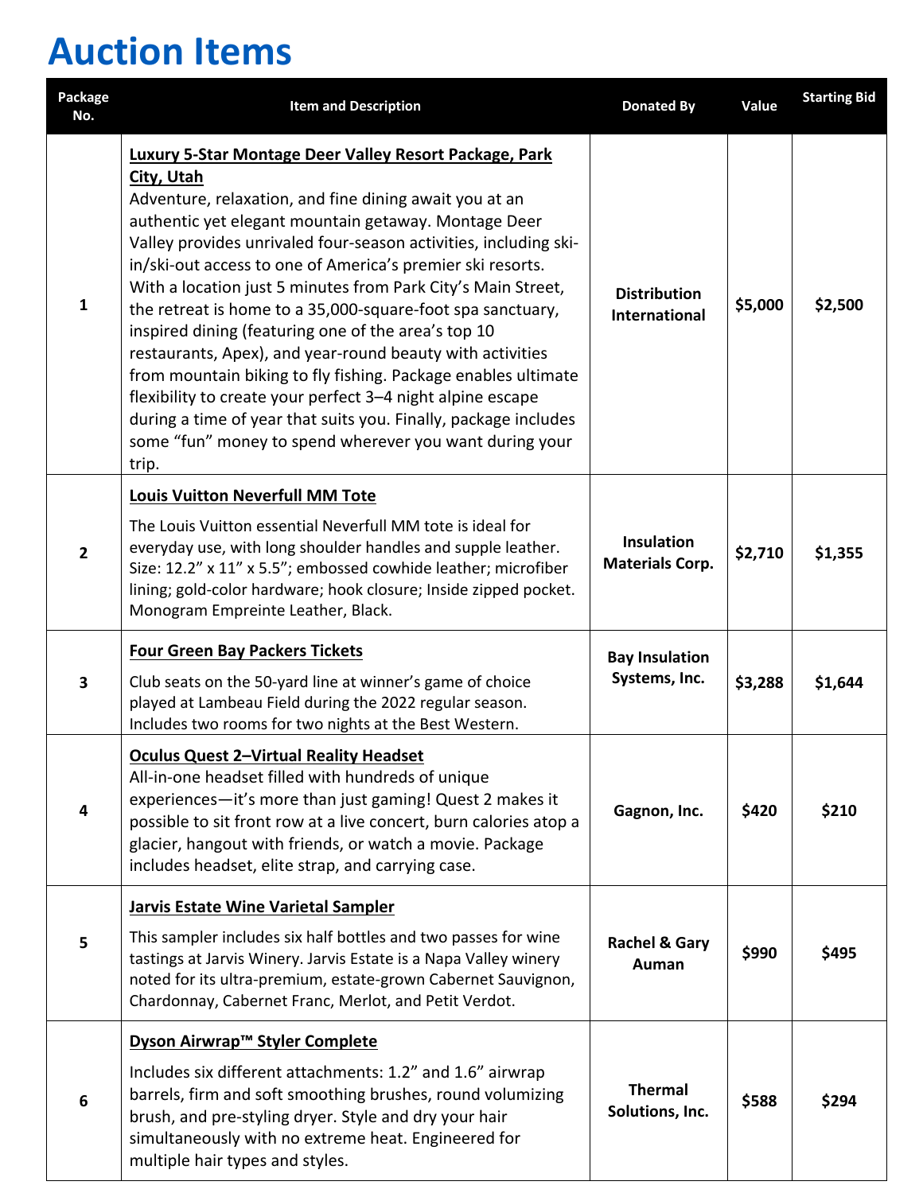# Auction Items

| Package No. | Item and Description | Donated By | Value | Starting Bid |
|---|---|---|---|---|
| 1 | **Luxury 5-Star Montage Deer Valley Resort Package, Park City, Utah** Adventure, relaxation, and fine dining await you at an authentic yet elegant mountain getaway. Montage Deer Valley provides unrivaled four-season activities, including ski-in/ski-out access to one of America's premier ski resorts. With a location just 5 minutes from Park City's Main Street, the retreat is home to a 35,000-square-foot spa sanctuary, inspired dining (featuring one of the area's top 10 restaurants, Apex), and year-round beauty with activities from mountain biking to fly fishing. Package enables ultimate flexibility to create your perfect 3–4 night alpine escape during a time of year that suits you. Finally, package includes some "fun" money to spend wherever you want during your trip. | **Distribution International** | **$5,000** | **$2,500** |
| 2 | **Louis Vuitton Neverfull MM Tote** The Louis Vuitton essential Neverfull MM tote is ideal for everyday use, with long shoulder handles and supple leather. Size: 12.2" x 11" x 5.5"; embossed cowhide leather; microfiber lining; gold-color hardware; hook closure; Inside zipped pocket. Monogram Empreinte Leather, Black. | **Insulation Materials Corp.** | **$2,710** | **$1,355** |
| 3 | **Four Green Bay Packers Tickets** Club seats on the 50-yard line at winner's game of choice played at Lambeau Field during the 2022 regular season. Includes two rooms for two nights at the Best Western. | **Bay Insulation Systems, Inc.** | **$3,288** | **$1,644** |
| 4 | **Oculus Quest 2–Virtual Reality Headset** All-in-one headset filled with hundreds of unique experiences—it's more than just gaming! Quest 2 makes it possible to sit front row at a live concert, burn calories atop a glacier, hangout with friends, or watch a movie. Package includes headset, elite strap, and carrying case. | **Gagnon, Inc.** | **$420** | **$210** |
| 5 | **Jarvis Estate Wine Varietal Sampler** This sampler includes six half bottles and two passes for wine tastings at Jarvis Winery. Jarvis Estate is a Napa Valley winery noted for its ultra-premium, estate-grown Cabernet Sauvignon, Chardonnay, Cabernet Franc, Merlot, and Petit Verdot. | **Rachel & Gary Auman** | **$990** | **$495** |
| 6 | **Dyson Airwrap™ Styler Complete** Includes six different attachments: 1.2" and 1.6" airwrap barrels, firm and soft smoothing brushes, round volumizing brush, and pre-styling dryer. Style and dry your hair simultaneously with no extreme heat. Engineered for multiple hair types and styles. | **Thermal Solutions, Inc.** | **$588** | **$294** |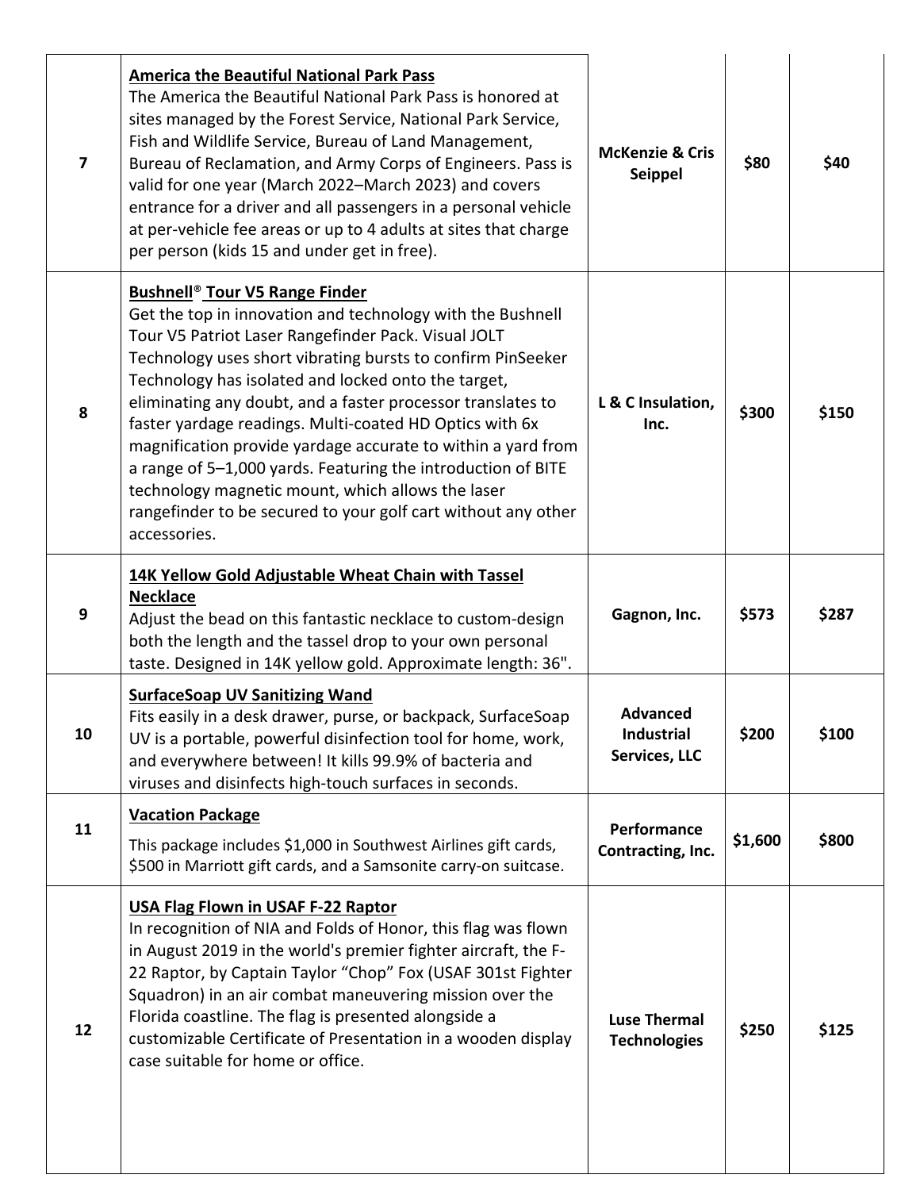| | | | | |
|---|---|---|---|---|
| 7 | **America the Beautiful National Park Pass**<br>The America the Beautiful National Park Pass is honored at sites managed by the Forest Service, National Park Service, Fish and Wildlife Service, Bureau of Land Management, Bureau of Reclamation, and Army Corps of Engineers. Pass is valid for one year (March 2022–March 2023) and covers entrance for a driver and all passengers in a personal vehicle at per-vehicle fee areas or up to 4 adults at sites that charge per person (kids 15 and under get in free). | **McKenzie & Cris Seippel** | **$80** | **$40** |
| 8 | **Bushnell® Tour V5 Range Finder**<br>Get the top in innovation and technology with the Bushnell Tour V5 Patriot Laser Rangefinder Pack. Visual JOLT Technology uses short vibrating bursts to confirm PinSeeker Technology has isolated and locked onto the target, eliminating any doubt, and a faster processor translates to faster yardage readings. Multi-coated HD Optics with 6x magnification provide yardage accurate to within a yard from a range of 5–1,000 yards. Featuring the introduction of BITE technology magnetic mount, which allows the laser rangefinder to be secured to your golf cart without any other accessories. | **L & C Insulation, Inc.** | **$300** | **$150** |
| 9 | **14K Yellow Gold Adjustable Wheat Chain with Tassel Necklace**<br>Adjust the bead on this fantastic necklace to custom-design both the length and the tassel drop to your own personal taste. Designed in 14K yellow gold. Approximate length: 36". | **Gagnon, Inc.** | **$573** | **$287** |
| 10 | **SurfaceSoap UV Sanitizing Wand**<br>Fits easily in a desk drawer, purse, or backpack, SurfaceSoap UV is a portable, powerful disinfection tool for home, work, and everywhere between! It kills 99.9% of bacteria and viruses and disinfects high-touch surfaces in seconds. | **Advanced Industrial Services, LLC** | **$200** | **$100** |
| 11 | **Vacation Package**<br>This package includes $1,000 in Southwest Airlines gift cards, $500 in Marriott gift cards, and a Samsonite carry-on suitcase. | **Performance Contracting, Inc.** | **$1,600** | **$800** |
| 12 | **USA Flag Flown in USAF F-22 Raptor**<br>In recognition of NIA and Folds of Honor, this flag was flown in August 2019 in the world's premier fighter aircraft, the F-22 Raptor, by Captain Taylor "Chop" Fox (USAF 301st Fighter Squadron) in an air combat maneuvering mission over the Florida coastline. The flag is presented alongside a customizable Certificate of Presentation in a wooden display case suitable for home or office. | **Luse Thermal Technologies** | **$250** | **$125** |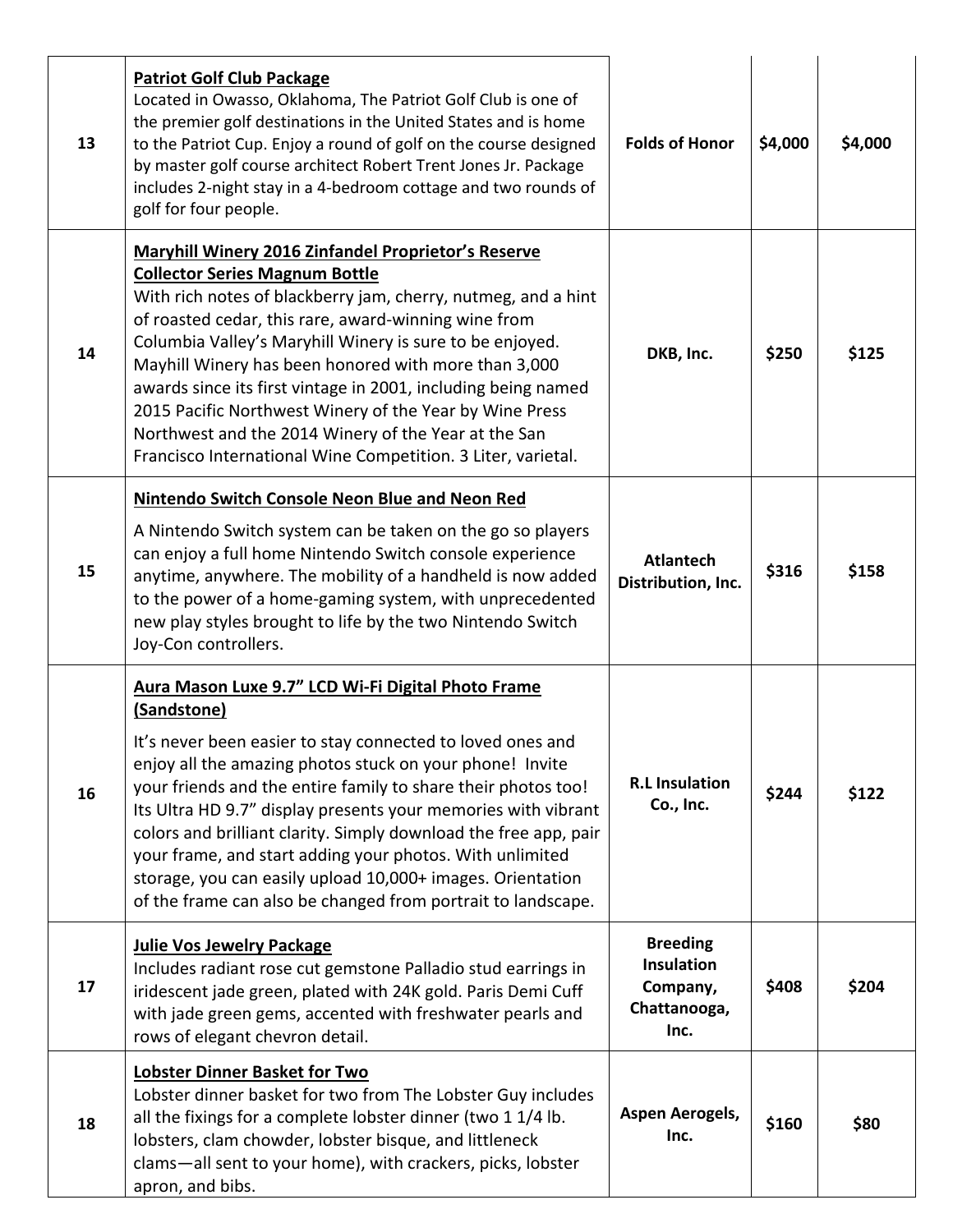| | | | | |
|---|---|---|---|---|
| 13 | **Patriot Golf Club Package**<br>Located in Owasso, Oklahoma, The Patriot Golf Club is one of the premier golf destinations in the United States and is home to the Patriot Cup. Enjoy a round of golf on the course designed by master golf course architect Robert Trent Jones Jr. Package includes 2-night stay in a 4-bedroom cottage and two rounds of golf for four people. | **Folds of Honor** | **$4,000** | **$4,000** |
| 14 | **Maryhill Winery 2016 Zinfandel Proprietor's Reserve Collector Series Magnum Bottle**<br>With rich notes of blackberry jam, cherry, nutmeg, and a hint of roasted cedar, this rare, award-winning wine from Columbia Valley's Maryhill Winery is sure to be enjoyed. Mayhill Winery has been honored with more than 3,000 awards since its first vintage in 2001, including being named 2015 Pacific Northwest Winery of the Year by Wine Press Northwest and the 2014 Winery of the Year at the San Francisco International Wine Competition. 3 Liter, varietal. | **DKB, Inc.** | **$250** | **$125** |
| 15 | **Nintendo Switch Console Neon Blue and Neon Red**<br>A Nintendo Switch system can be taken on the go so players can enjoy a full home Nintendo Switch console experience anytime, anywhere. The mobility of a handheld is now added to the power of a home-gaming system, with unprecedented new play styles brought to life by the two Nintendo Switch Joy-Con controllers. | **Atlantech Distribution, Inc.** | **$316** | **$158** |
| 16 | **Aura Mason Luxe 9.7" LCD Wi-Fi Digital Photo Frame (Sandstone)**<br>It's never been easier to stay connected to loved ones and enjoy all the amazing photos stuck on your phone! Invite your friends and the entire family to share their photos too! Its Ultra HD 9.7" display presents your memories with vibrant colors and brilliant clarity. Simply download the free app, pair your frame, and start adding your photos. With unlimited storage, you can easily upload 10,000+ images. Orientation of the frame can also be changed from portrait to landscape. | **R.L Insulation Co., Inc.** | **$244** | **$122** |
| 17 | **Julie Vos Jewelry Package**<br>Includes radiant rose cut gemstone Palladio stud earrings in iridescent jade green, plated with 24K gold. Paris Demi Cuff with jade green gems, accented with freshwater pearls and rows of elegant chevron detail. | **Breeding Insulation Company, Chattanooga, Inc.** | **$408** | **$204** |
| 18 | **Lobster Dinner Basket for Two**<br>Lobster dinner basket for two from The Lobster Guy includes all the fixings for a complete lobster dinner (two 1 1/4 lb. lobsters, clam chowder, lobster bisque, and littleneck clams—all sent to your home), with crackers, picks, lobster apron, and bibs. | **Aspen Aerogels, Inc.** | **$160** | **$80** |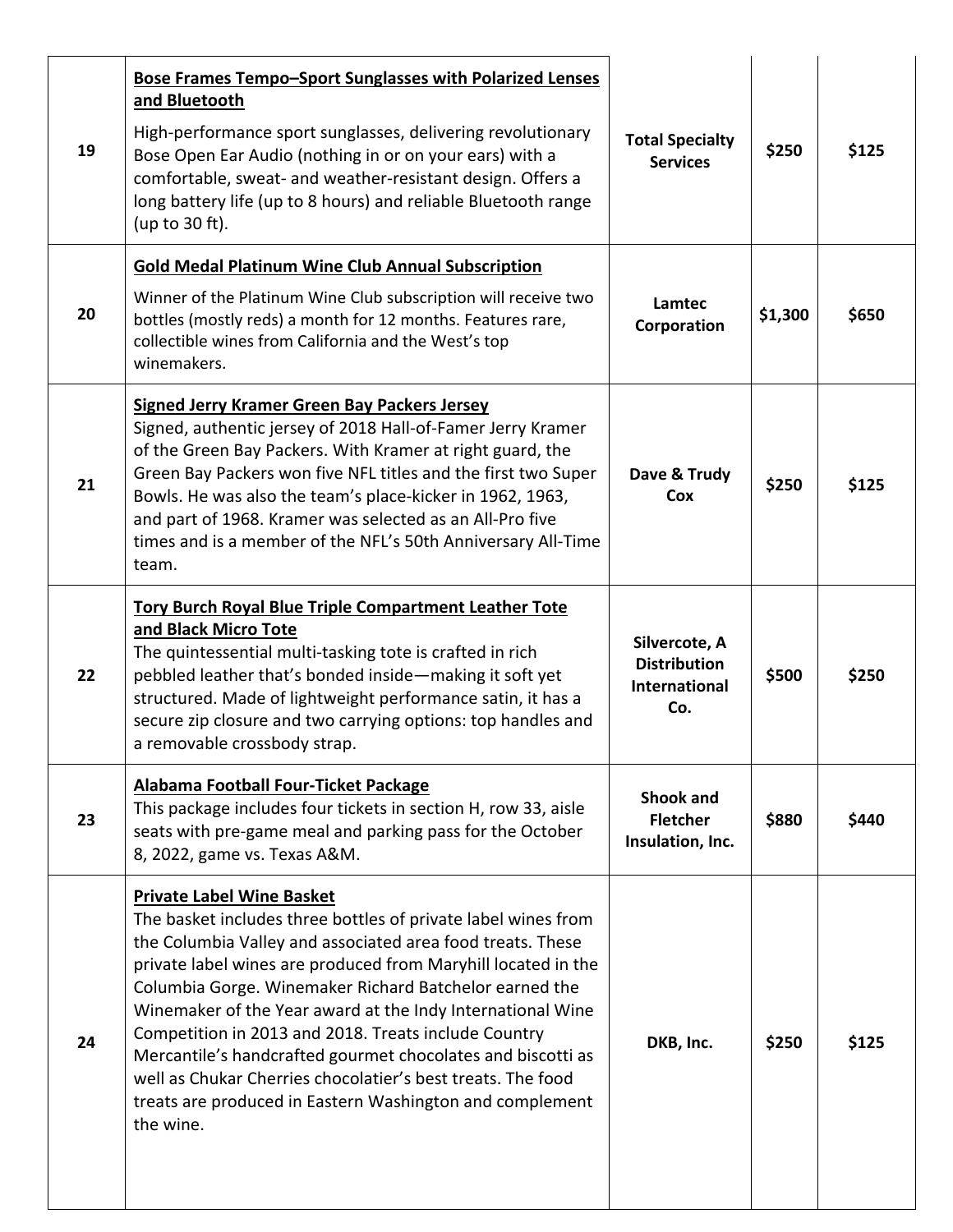| | | | | |
|---|---|---|---|---|
| 19 | **Bose Frames Tempo–Sport Sunglasses with Polarized Lenses and Bluetooth**<br>High-performance sport sunglasses, delivering revolutionary Bose Open Ear Audio (nothing in or on your ears) with a comfortable, sweat- and weather-resistant design. Offers a long battery life (up to 8 hours) and reliable Bluetooth range (up to 30 ft). | **Total Specialty Services** | **$250** | **$125** |
| 20 | **Gold Medal Platinum Wine Club Annual Subscription**<br>Winner of the Platinum Wine Club subscription will receive two bottles (mostly reds) a month for 12 months. Features rare, collectible wines from California and the West's top winemakers. | **Lamtec Corporation** | **$1,300** | **$650** |
| 21 | **Signed Jerry Kramer Green Bay Packers Jersey**<br>Signed, authentic jersey of 2018 Hall-of-Famer Jerry Kramer of the Green Bay Packers. With Kramer at right guard, the Green Bay Packers won five NFL titles and the first two Super Bowls. He was also the team's place-kicker in 1962, 1963, and part of 1968. Kramer was selected as an All-Pro five times and is a member of the NFL's 50th Anniversary All-Time team. | **Dave & Trudy Cox** | **$250** | **$125** |
| 22 | **Tory Burch Royal Blue Triple Compartment Leather Tote and Black Micro Tote**<br>The quintessential multi-tasking tote is crafted in rich pebbled leather that's bonded inside—making it soft yet structured. Made of lightweight performance satin, it has a secure zip closure and two carrying options: top handles and a removable crossbody strap. | **Silvercote, A Distribution International Co.** | **$500** | **$250** |
| 23 | **Alabama Football Four-Ticket Package**<br>This package includes four tickets in section H, row 33, aisle seats with pre-game meal and parking pass for the October 8, 2022, game vs. Texas A&M. | **Shook and Fletcher Insulation, Inc.** | **$880** | **$440** |
| 24 | **Private Label Wine Basket**<br>The basket includes three bottles of private label wines from the Columbia Valley and associated area food treats. These private label wines are produced from Maryhill located in the Columbia Gorge. Winemaker Richard Batchelor earned the Winemaker of the Year award at the Indy International Wine Competition in 2013 and 2018. Treats include Country Mercantile's handcrafted gourmet chocolates and biscotti as well as Chukar Cherries chocolatier's best treats. The food treats are produced in Eastern Washington and complement the wine. | **DKB, Inc.** | **$250** | **$125** |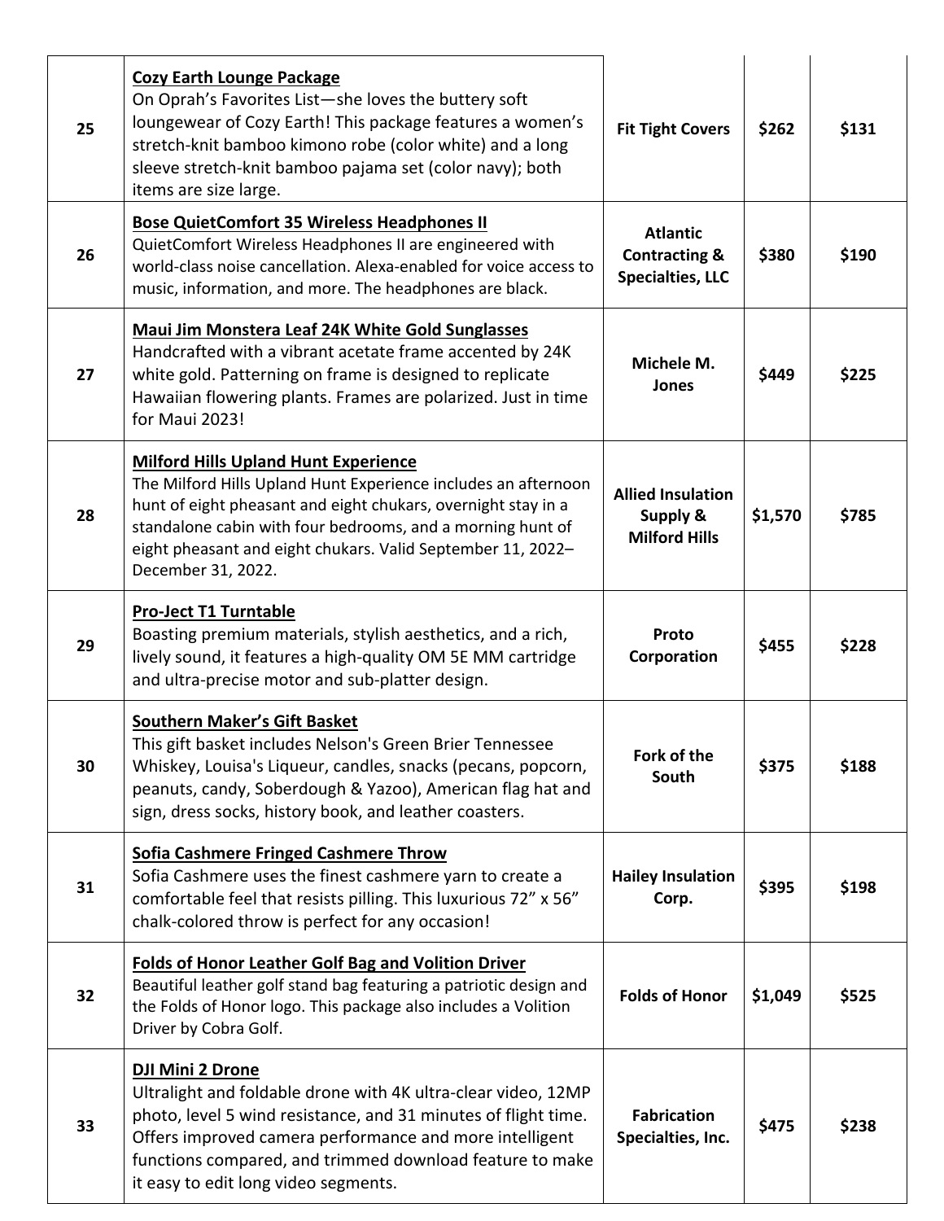| | | | | |
|---|---|---|---|---|
| 25 | <u>**Cozy Earth Lounge Package**</u><br>On Oprah's Favorites List—she loves the buttery soft loungewear of Cozy Earth! This package features a women's stretch-knit bamboo kimono robe (color white) and a long sleeve stretch-knit bamboo pajama set (color navy); both items are size large. | **Fit Tight Covers** | **$262** | **$131** |
| 26 | <u>**Bose QuietComfort 35 Wireless Headphones II**</u><br>QuietComfort Wireless Headphones II are engineered with world-class noise cancellation. Alexa-enabled for voice access to music, information, and more. The headphones are black. | **Atlantic Contracting & Specialties, LLC** | **$380** | **$190** |
| 27 | <u>**Maui Jim Monstera Leaf 24K White Gold Sunglasses**</u><br>Handcrafted with a vibrant acetate frame accented by 24K white gold. Patterning on frame is designed to replicate Hawaiian flowering plants. Frames are polarized. Just in time for Maui 2023! | **Michele M. Jones** | **$449** | **$225** |
| 28 | <u>**Milford Hills Upland Hunt Experience**</u><br>The Milford Hills Upland Hunt Experience includes an afternoon hunt of eight pheasant and eight chukars, overnight stay in a standalone cabin with four bedrooms, and a morning hunt of eight pheasant and eight chukars. Valid September 11, 2022–December 31, 2022. | **Allied Insulation Supply & Milford Hills** | **$1,570** | **$785** |
| 29 | <u>**Pro-Ject T1 Turntable**</u><br>Boasting premium materials, stylish aesthetics, and a rich, lively sound, it features a high-quality OM 5E MM cartridge and ultra-precise motor and sub-platter design. | **Proto Corporation** | **$455** | **$228** |
| 30 | <u>**Southern Maker's Gift Basket**</u><br>This gift basket includes Nelson's Green Brier Tennessee Whiskey, Louisa's Liqueur, candles, snacks (pecans, popcorn, peanuts, candy, Soberdough & Yazoo), American flag hat and sign, dress socks, history book, and leather coasters. | **Fork of the South** | **$375** | **$188** |
| 31 | <u>**Sofia Cashmere Fringed Cashmere Throw**</u><br>Sofia Cashmere uses the finest cashmere yarn to create a comfortable feel that resists pilling. This luxurious 72" x 56" chalk-colored throw is perfect for any occasion! | **Hailey Insulation Corp.** | **$395** | **$198** |
| 32 | <u>**Folds of Honor Leather Golf Bag and Volition Driver**</u><br>Beautiful leather golf stand bag featuring a patriotic design and the Folds of Honor logo. This package also includes a Volition Driver by Cobra Golf. | **Folds of Honor** | **$1,049** | **$525** |
| 33 | <u>**DJI Mini 2 Drone**</u><br>Ultralight and foldable drone with 4K ultra-clear video, 12MP photo, level 5 wind resistance, and 31 minutes of flight time. Offers improved camera performance and more intelligent functions compared, and trimmed download feature to make it easy to edit long video segments. | **Fabrication Specialties, Inc.** | **$475** | **$238** |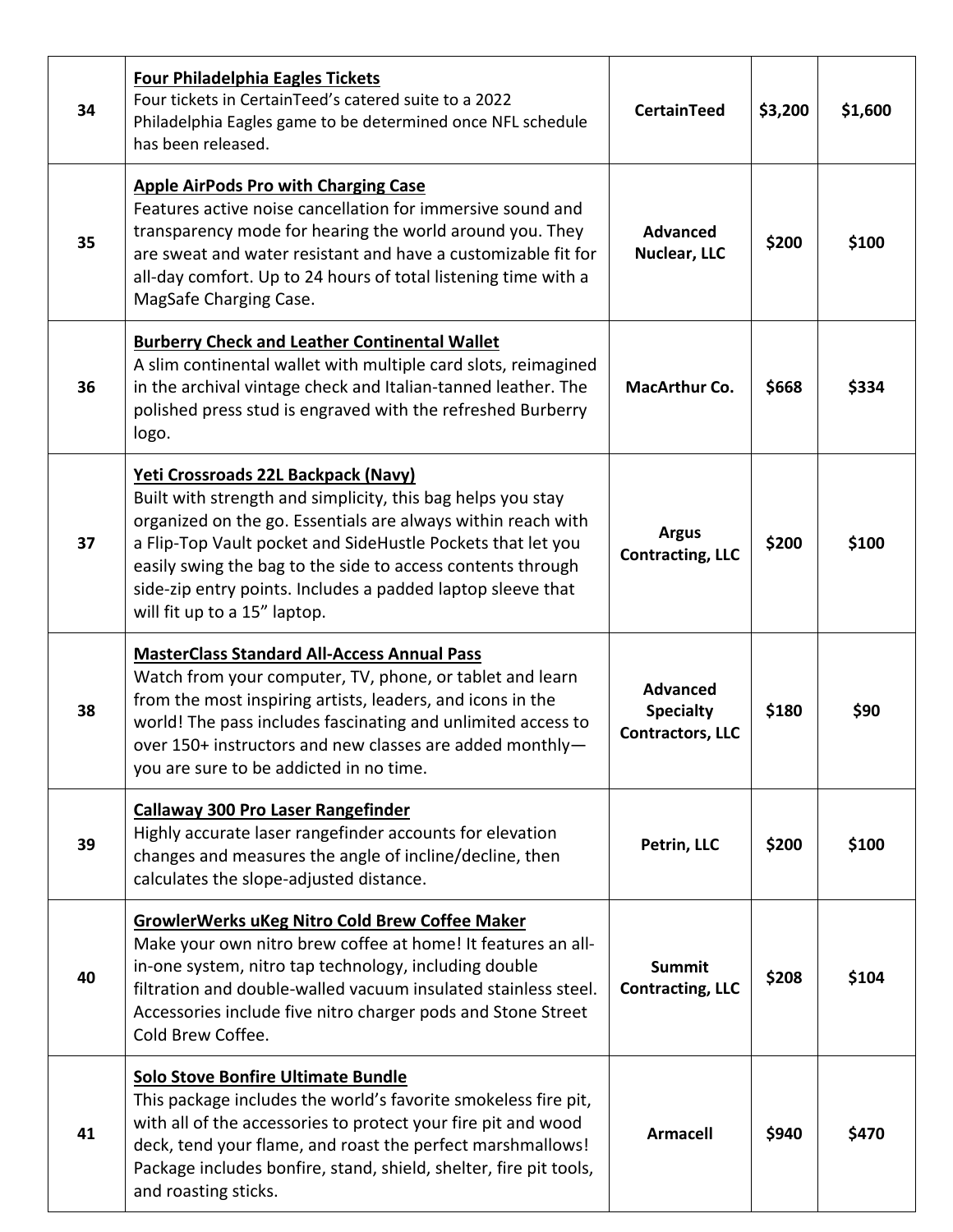| | | | | |
|---|---|---|---|---|
| 34 | **Four Philadelphia Eagles Tickets**<br>Four tickets in CertainTeed's catered suite to a 2022 Philadelphia Eagles game to be determined once NFL schedule has been released. | **CertainTeed** | **$3,200** | **$1,600** |
| 35 | **Apple AirPods Pro with Charging Case**<br>Features active noise cancellation for immersive sound and transparency mode for hearing the world around you. They are sweat and water resistant and have a customizable fit for all-day comfort. Up to 24 hours of total listening time with a MagSafe Charging Case. | **Advanced Nuclear, LLC** | **$200** | **$100** |
| 36 | **Burberry Check and Leather Continental Wallet**<br>A slim continental wallet with multiple card slots, reimagined in the archival vintage check and Italian-tanned leather. The polished press stud is engraved with the refreshed Burberry logo. | **MacArthur Co.** | **$668** | **$334** |
| 37 | **Yeti Crossroads 22L Backpack (Navy)**<br>Built with strength and simplicity, this bag helps you stay organized on the go. Essentials are always within reach with a Flip-Top Vault pocket and SideHustle Pockets that let you easily swing the bag to the side to access contents through side-zip entry points. Includes a padded laptop sleeve that will fit up to a 15" laptop. | **Argus Contracting, LLC** | **$200** | **$100** |
| 38 | **MasterClass Standard All-Access Annual Pass**<br>Watch from your computer, TV, phone, or tablet and learn from the most inspiring artists, leaders, and icons in the world! The pass includes fascinating and unlimited access to over 150+ instructors and new classes are added monthly—you are sure to be addicted in no time. | **Advanced Specialty Contractors, LLC** | **$180** | **$90** |
| 39 | **Callaway 300 Pro Laser Rangefinder**<br>Highly accurate laser rangefinder accounts for elevation changes and measures the angle of incline/decline, then calculates the slope-adjusted distance. | **Petrin, LLC** | **$200** | **$100** |
| 40 | **GrowlerWerks uKeg Nitro Cold Brew Coffee Maker**<br>Make your own nitro brew coffee at home! It features an all-in-one system, nitro tap technology, including double filtration and double-walled vacuum insulated stainless steel. Accessories include five nitro charger pods and Stone Street Cold Brew Coffee. | **Summit Contracting, LLC** | **$208** | **$104** |
| 41 | **Solo Stove Bonfire Ultimate Bundle**<br>This package includes the world's favorite smokeless fire pit, with all of the accessories to protect your fire pit and wood deck, tend your flame, and roast the perfect marshmallows! Package includes bonfire, stand, shield, shelter, fire pit tools, and roasting sticks. | **Armacell** | **$940** | **$470** |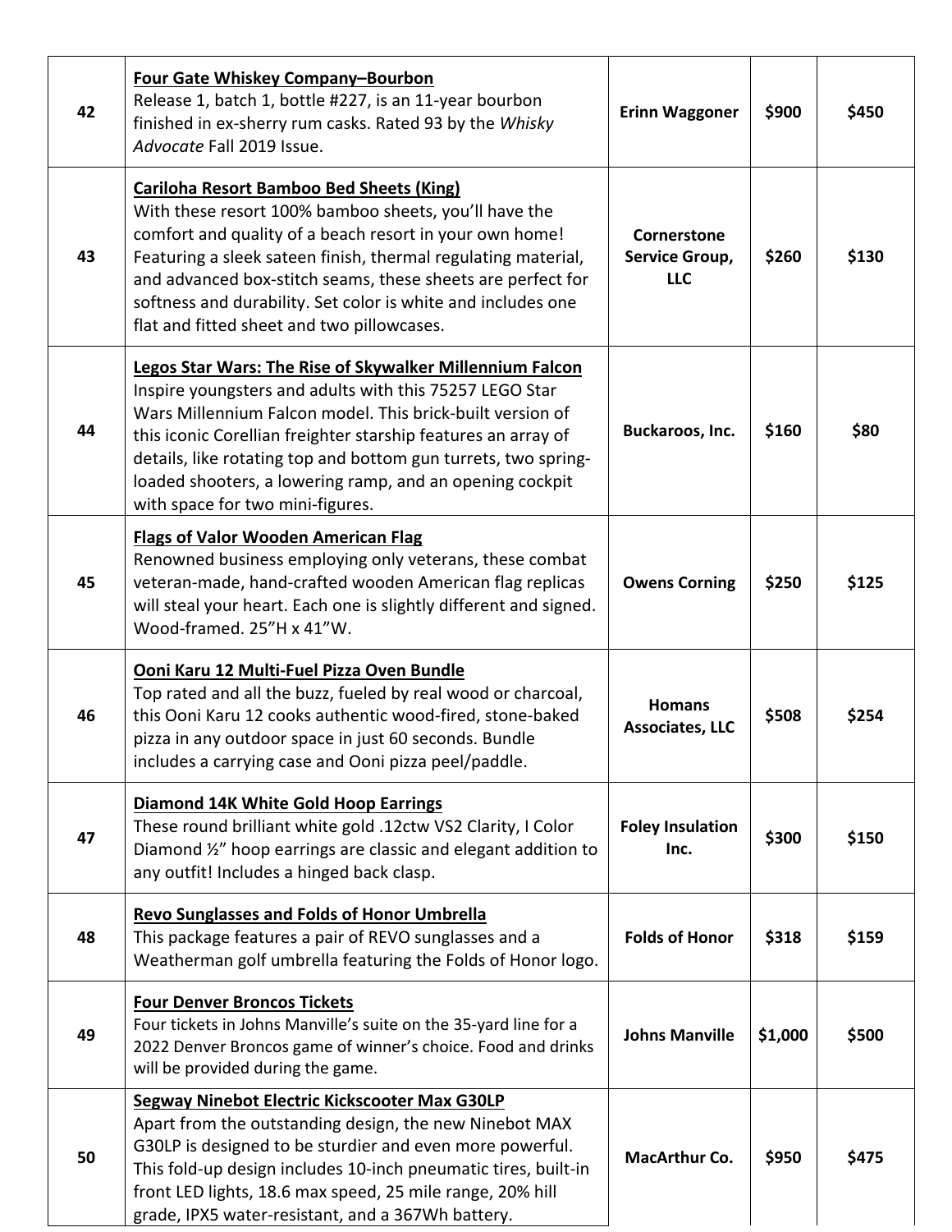| | | | | |
|---|---|---|---|---|
| 42 | **Four Gate Whiskey Company–Bourbon**<br>Release 1, batch 1, bottle #227, is an 11-year bourbon finished in ex-sherry rum casks. Rated 93 by the *Whisky Advocate* Fall 2019 Issue. | **Erinn Waggoner** | **$900** | **$450** |
| 43 | **Cariloha Resort Bamboo Bed Sheets (King)**<br>With these resort 100% bamboo sheets, you'll have the comfort and quality of a beach resort in your own home! Featuring a sleek sateen finish, thermal regulating material, and advanced box-stitch seams, these sheets are perfect for softness and durability. Set color is white and includes one flat and fitted sheet and two pillowcases. | **Cornerstone Service Group, LLC** | **$260** | **$130** |
| 44 | **Legos Star Wars: The Rise of Skywalker Millennium Falcon**<br>Inspire youngsters and adults with this 75257 LEGO Star Wars Millennium Falcon model. This brick-built version of this iconic Corellian freighter starship features an array of details, like rotating top and bottom gun turrets, two spring-loaded shooters, a lowering ramp, and an opening cockpit with space for two mini-figures. | **Buckaroos, Inc.** | **$160** | **$80** |
| 45 | **Flags of Valor Wooden American Flag**<br>Renowned business employing only veterans, these combat veteran-made, hand-crafted wooden American flag replicas will steal your heart. Each one is slightly different and signed. Wood-framed. 25"H x 41"W. | **Owens Corning** | **$250** | **$125** |
| 46 | **Ooni Karu 12 Multi-Fuel Pizza Oven Bundle**<br>Top rated and all the buzz, fueled by real wood or charcoal, this Ooni Karu 12 cooks authentic wood-fired, stone-baked pizza in any outdoor space in just 60 seconds. Bundle includes a carrying case and Ooni pizza peel/paddle. | **Homans Associates, LLC** | **$508** | **$254** |
| 47 | **Diamond 14K White Gold Hoop Earrings**<br>These round brilliant white gold .12ctw VS2 Clarity, I Color Diamond ½" hoop earrings are classic and elegant addition to any outfit! Includes a hinged back clasp. | **Foley Insulation Inc.** | **$300** | **$150** |
| 48 | **Revo Sunglasses and Folds of Honor Umbrella**<br>This package features a pair of REVO sunglasses and a Weatherman golf umbrella featuring the Folds of Honor logo. | **Folds of Honor** | **$318** | **$159** |
| 49 | **Four Denver Broncos Tickets**<br>Four tickets in Johns Manville's suite on the 35-yard line for a 2022 Denver Broncos game of winner's choice. Food and drinks will be provided during the game. | **Johns Manville** | **$1,000** | **$500** |
| 50 | **Segway Ninebot Electric Kickscooter Max G30LP**<br>Apart from the outstanding design, the new Ninebot MAX G30LP is designed to be sturdier and even more powerful. This fold-up design includes 10-inch pneumatic tires, built-in front LED lights, 18.6 max speed, 25 mile range, 20% hill grade, IPX5 water-resistant, and a 367Wh battery. | **MacArthur Co.** | **$950** | **$475** |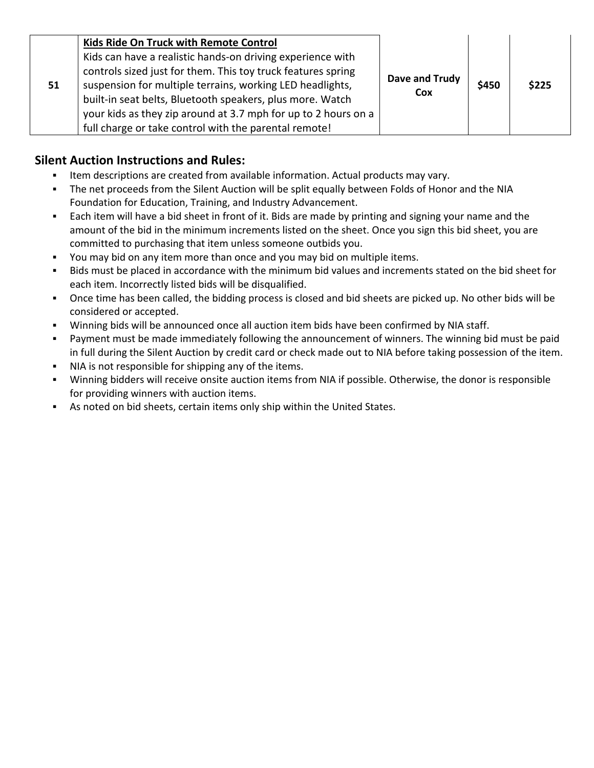| | | | | |
|---|---|---|---|---|
| **51** | **Kids Ride On Truck with Remote Control**<br>Kids can have a realistic hands-on driving experience with controls sized just for them. This toy truck features spring suspension for multiple terrains, working LED headlights, built-in seat belts, Bluetooth speakers, plus more. Watch your kids as they zip around at 3.7 mph for up to 2 hours on a full charge or take control with the parental remote! | **Dave and Trudy Cox** | **$450** | **$225** |

## Silent Auction Instructions and Rules:

- Item descriptions are created from available information. Actual products may vary.
- The net proceeds from the Silent Auction will be split equally between Folds of Honor and the NIA Foundation for Education, Training, and Industry Advancement.
- Each item will have a bid sheet in front of it. Bids are made by printing and signing your name and the amount of the bid in the minimum increments listed on the sheet. Once you sign this bid sheet, you are committed to purchasing that item unless someone outbids you.
- You may bid on any item more than once and you may bid on multiple items.
- Bids must be placed in accordance with the minimum bid values and increments stated on the bid sheet for each item. Incorrectly listed bids will be disqualified.
- Once time has been called, the bidding process is closed and bid sheets are picked up. No other bids will be considered or accepted.
- Winning bids will be announced once all auction item bids have been confirmed by NIA staff.
- Payment must be made immediately following the announcement of winners. The winning bid must be paid in full during the Silent Auction by credit card or check made out to NIA before taking possession of the item.
- NIA is not responsible for shipping any of the items.
- Winning bidders will receive onsite auction items from NIA if possible. Otherwise, the donor is responsible for providing winners with auction items.
- As noted on bid sheets, certain items only ship within the United States.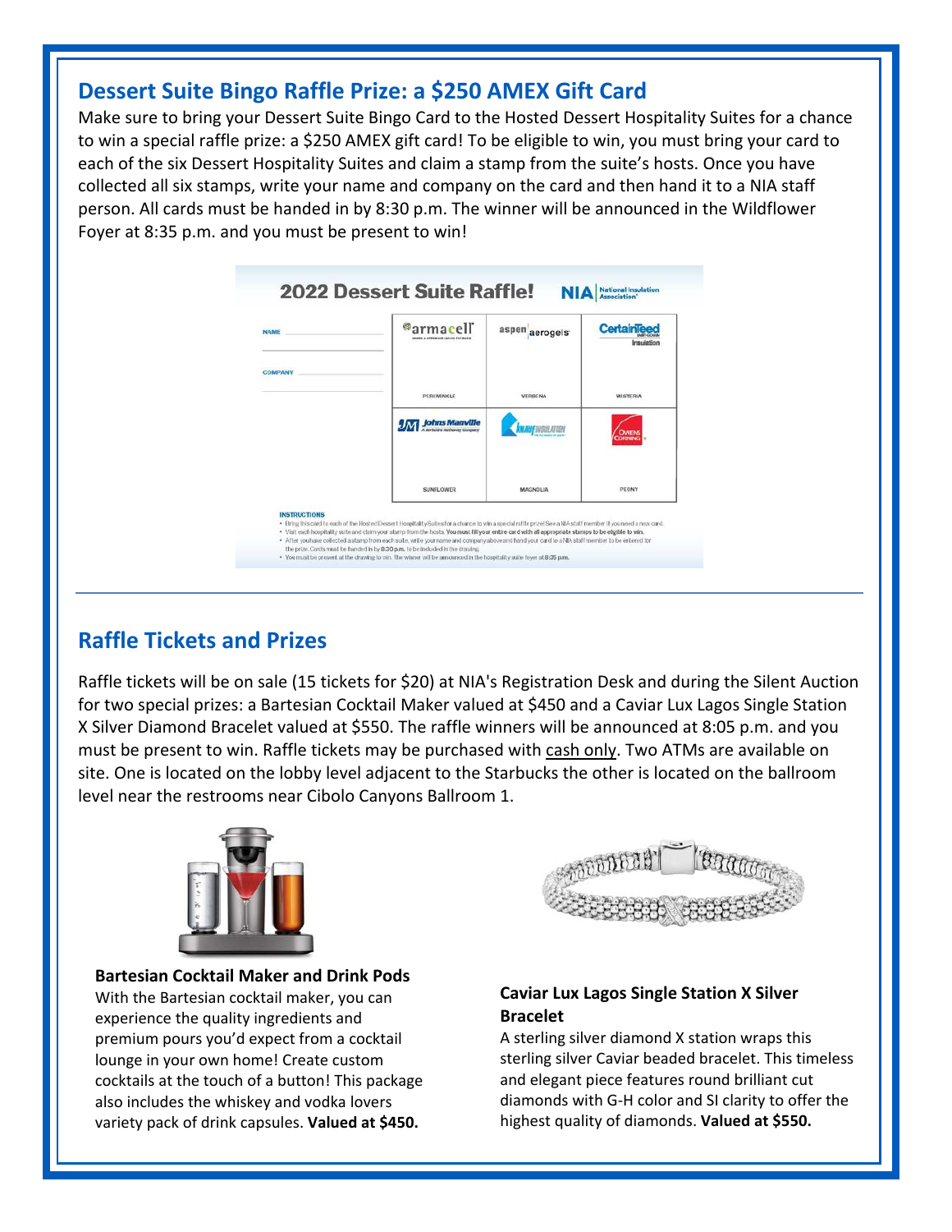## Dessert Suite Bingo Raffle Prize: a $250 AMEX Gift Card

Make sure to bring your Dessert Suite Bingo Card to the Hosted Dessert Hospitality Suites for a chance to win a special raffle prize: a $250 AMEX gift card! To be eligible to win, you must bring your card to each of the six Dessert Hospitality Suites and claim a stamp from the suite's hosts. Once you have collected all six stamps, write your name and company on the card and then hand it to a NIA staff person. All cards must be handed in by 8:30 p.m. The winner will be announced in the Wildflower Foyer at 8:35 p.m. and you must be present to win!

**2022 Dessert Suite Raffle!** NIA National Insulation Association

NAME

COMPANY

| armacell | aspen aerogels | CertainTeed Insulation |
|---|---|---|
| PERIWINKLE | VERBENA | WISTERIA |
| Johns Manville | KNAUF INSULATION | OWENS CORNING |
| SUNFLOWER | MAGNOLIA | PEONY |

**INSTRUCTIONS**

- Bring this card to each of the Hosted Dessert Hospitality Suites for a chance to win a special raffle prize! See a NIA staff member if you need a new card.
- Visit each hospitality suite and claim your stamp from the hosts. **You must fill your entire card with all appropriate stamps to be eligible to win.**
- After you have collected a stamp from each suite, write your name and company above and hand your card to a NIA staff member to be entered for the prize. Cards must be handed in by **8:30 p.m.** to be included in the drawing.
- You must be present at the drawing to win. The winner will be announced in the hospitality suite foyer at **8:35 p.m.**

---

## Raffle Tickets and Prizes

Raffle tickets will be on sale (15 tickets for $20) at NIA's Registration Desk and during the Silent Auction for two special prizes: a Bartesian Cocktail Maker valued at $450 and a Caviar Lux Lagos Single Station X Silver Diamond Bracelet valued at $550. The raffle winners will be announced at 8:05 p.m. and you must be present to win. Raffle tickets may be purchased with cash only. Two ATMs are available on site. One is located on the lobby level adjacent to the Starbucks the other is located on the ballroom level near the restrooms near Cibolo Canyons Ballroom 1.

**Bartesian Cocktail Maker and Drink Pods**
With the Bartesian cocktail maker, you can experience the quality ingredients and premium pours you'd expect from a cocktail lounge in your own home! Create custom cocktails at the touch of a button! This package also includes the whiskey and vodka lovers variety pack of drink capsules. **Valued at $450.**

**Caviar Lux Lagos Single Station X Silver Bracelet**
A sterling silver diamond X station wraps this sterling silver Caviar beaded bracelet. This timeless and elegant piece features round brilliant cut diamonds with G-H color and SI clarity to offer the highest quality of diamonds. **Valued at $550.**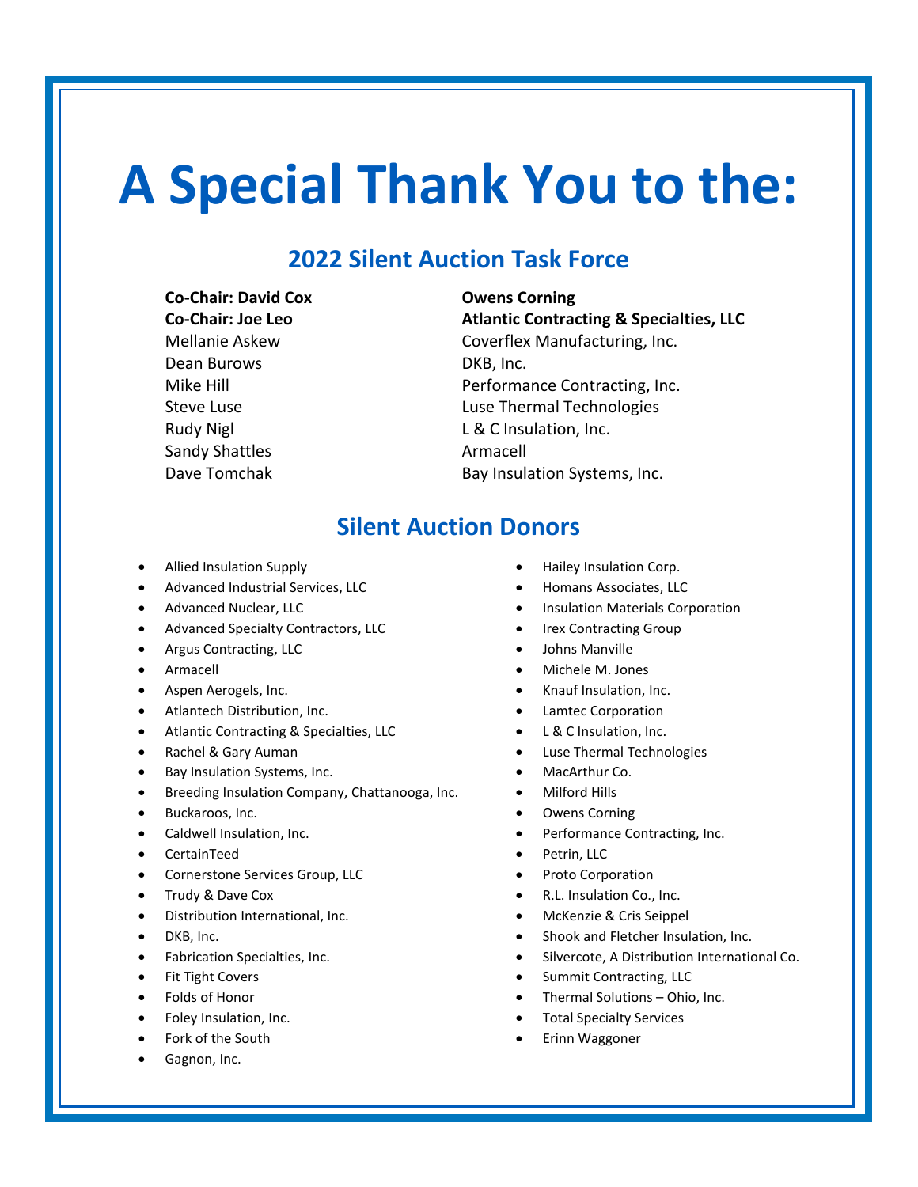# A Special Thank You to the:

## 2022 Silent Auction Task Force

| | |
|---|---|
| **Co-Chair: David Cox** | **Owens Corning** |
| **Co-Chair: Joe Leo** | **Atlantic Contracting & Specialties, LLC** |
| Mellanie Askew | Coverflex Manufacturing, Inc. |
| Dean Burows | DKB, Inc. |
| Mike Hill | Performance Contracting, Inc. |
| Steve Luse | Luse Thermal Technologies |
| Rudy Nigl | L & C Insulation, Inc. |
| Sandy Shattles | Armacell |
| Dave Tomchak | Bay Insulation Systems, Inc. |

## Silent Auction Donors

- Allied Insulation Supply
- Advanced Industrial Services, LLC
- Advanced Nuclear, LLC
- Advanced Specialty Contractors, LLC
- Argus Contracting, LLC
- Armacell
- Aspen Aerogels, Inc.
- Atlantech Distribution, Inc.
- Atlantic Contracting & Specialties, LLC
- Rachel & Gary Auman
- Bay Insulation Systems, Inc.
- Breeding Insulation Company, Chattanooga, Inc.
- Buckaroos, Inc.
- Caldwell Insulation, Inc.
- CertainTeed
- Cornerstone Services Group, LLC
- Trudy & Dave Cox
- Distribution International, Inc.
- DKB, Inc.
- Fabrication Specialties, Inc.
- Fit Tight Covers
- Folds of Honor
- Foley Insulation, Inc.
- Fork of the South
- Gagnon, Inc.
- Hailey Insulation Corp.
- Homans Associates, LLC
- Insulation Materials Corporation
- Irex Contracting Group
- Johns Manville
- Michele M. Jones
- Knauf Insulation, Inc.
- Lamtec Corporation
- L & C Insulation, Inc.
- Luse Thermal Technologies
- MacArthur Co.
- Milford Hills
- Owens Corning
- Performance Contracting, Inc.
- Petrin, LLC
- Proto Corporation
- R.L. Insulation Co., Inc.
- McKenzie & Cris Seippel
- Shook and Fletcher Insulation, Inc.
- Silvercote, A Distribution International Co.
- Summit Contracting, LLC
- Thermal Solutions – Ohio, Inc.
- Total Specialty Services
- Erinn Waggoner